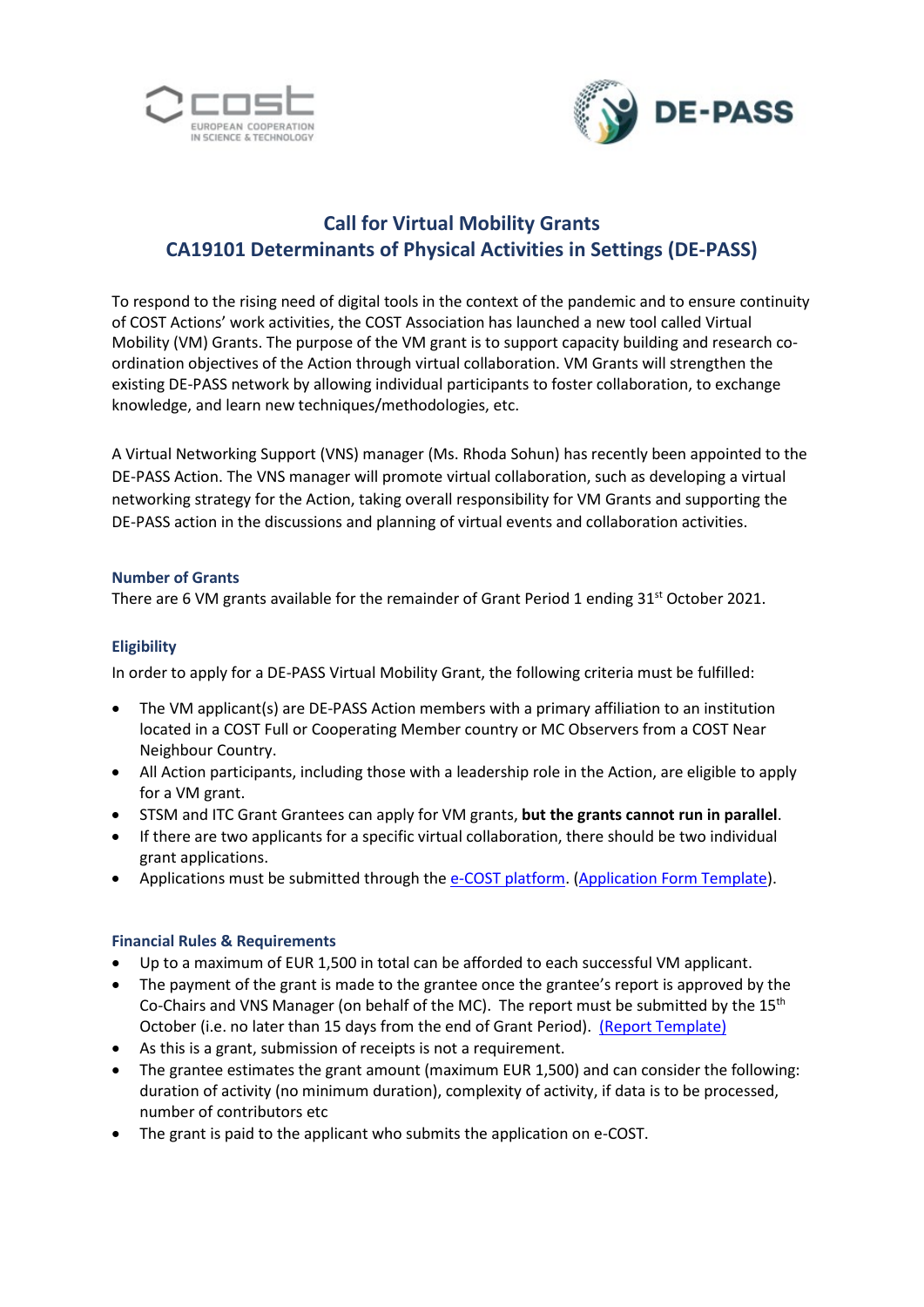# Call for Virtual Mobility Grants
# CA19101 Determinants of Physical Activities in Settings (DE-PASS)

To respond to the rising need of digital tools in the context of the pandemic and to ensure continuity of COST Actions' work activities, the COST Association has launched a new tool called Virtual Mobility (VM) Grants. The purpose of the VM grant is to support capacity building and research co-ordination objectives of the Action through virtual collaboration. VM Grants will strengthen the existing DE-PASS network by allowing individual participants to foster collaboration, to exchange knowledge, and learn new techniques/methodologies, etc.

A Virtual Networking Support (VNS) manager (Ms. Rhoda Sohun) has recently been appointed to the DE-PASS Action. The VNS manager will promote virtual collaboration, such as developing a virtual networking strategy for the Action, taking overall responsibility for VM Grants and supporting the DE-PASS action in the discussions and planning of virtual events and collaboration activities.

### Number of Grants

There are 6 VM grants available for the remainder of Grant Period 1 ending 31st October 2021.

### Eligibility

In order to apply for a DE-PASS Virtual Mobility Grant, the following criteria must be fulfilled:

- The VM applicant(s) are DE-PASS Action members with a primary affiliation to an institution located in a COST Full or Cooperating Member country or MC Observers from a COST Near Neighbour Country.
- All Action participants, including those with a leadership role in the Action, are eligible to apply for a VM grant.
- STSM and ITC Grant Grantees can apply for VM grants, **but the grants cannot run in parallel**.
- If there are two applicants for a specific virtual collaboration, there should be two individual grant applications.
- Applications must be submitted through the e-COST platform. (Application Form Template).

### Financial Rules & Requirements

- Up to a maximum of EUR 1,500 in total can be afforded to each successful VM applicant.
- The payment of the grant is made to the grantee once the grantee's report is approved by the Co-Chairs and VNS Manager (on behalf of the MC). The report must be submitted by the 15th October (i.e. no later than 15 days from the end of Grant Period). (Report Template)
- As this is a grant, submission of receipts is not a requirement.
- The grantee estimates the grant amount (maximum EUR 1,500) and can consider the following: duration of activity (no minimum duration), complexity of activity, if data is to be processed, number of contributors etc
- The grant is paid to the applicant who submits the application on e-COST.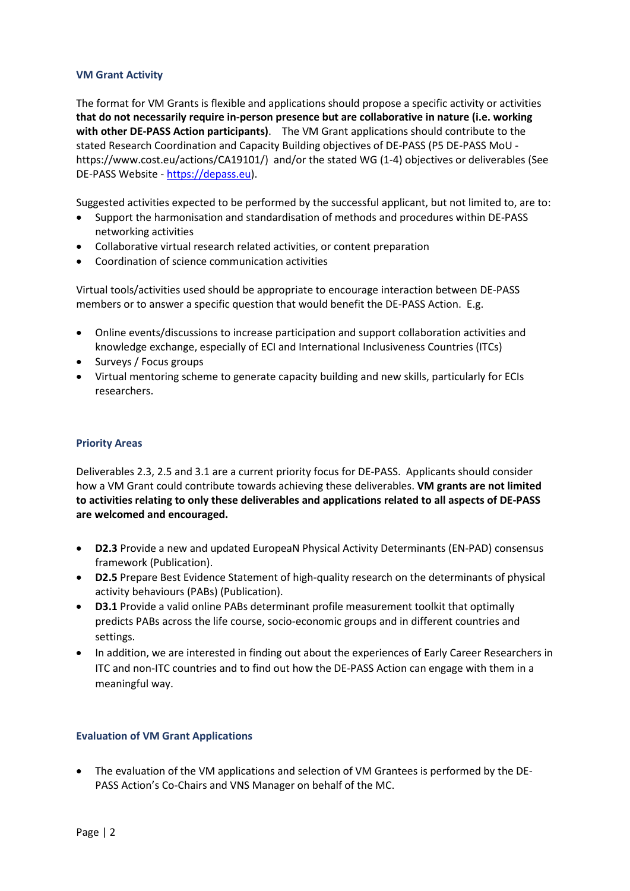### VM Grant Activity

The format for VM Grants is flexible and applications should propose a specific activity or activities **that do not necessarily require in-person presence but are collaborative in nature (i.e. working with other DE-PASS Action participants)**. The VM Grant applications should contribute to the stated Research Coordination and Capacity Building objectives of DE-PASS (P5 DE-PASS MoU - https://www.cost.eu/actions/CA19101/) and/or the stated WG (1-4) objectives or deliverables (See DE-PASS Website - https://depass.eu).

Suggested activities expected to be performed by the successful applicant, but not limited to, are to:

- Support the harmonisation and standardisation of methods and procedures within DE-PASS networking activities
- Collaborative virtual research related activities, or content preparation
- Coordination of science communication activities

Virtual tools/activities used should be appropriate to encourage interaction between DE-PASS members or to answer a specific question that would benefit the DE-PASS Action. E.g.

- Online events/discussions to increase participation and support collaboration activities and knowledge exchange, especially of ECI and International Inclusiveness Countries (ITCs)
- Surveys / Focus groups
- Virtual mentoring scheme to generate capacity building and new skills, particularly for ECIs researchers.

### Priority Areas

Deliverables 2.3, 2.5 and 3.1 are a current priority focus for DE-PASS. Applicants should consider how a VM Grant could contribute towards achieving these deliverables. **VM grants are not limited to activities relating to only these deliverables and applications related to all aspects of DE-PASS are welcomed and encouraged.**

- **D2.3** Provide a new and updated EuropeaN Physical Activity Determinants (EN-PAD) consensus framework (Publication).
- **D2.5** Prepare Best Evidence Statement of high-quality research on the determinants of physical activity behaviours (PABs) (Publication).
- **D3.1** Provide a valid online PABs determinant profile measurement toolkit that optimally predicts PABs across the life course, socio-economic groups and in different countries and settings.
- In addition, we are interested in finding out about the experiences of Early Career Researchers in ITC and non-ITC countries and to find out how the DE-PASS Action can engage with them in a meaningful way.

### Evaluation of VM Grant Applications

- The evaluation of the VM applications and selection of VM Grantees is performed by the DE-PASS Action's Co-Chairs and VNS Manager on behalf of the MC.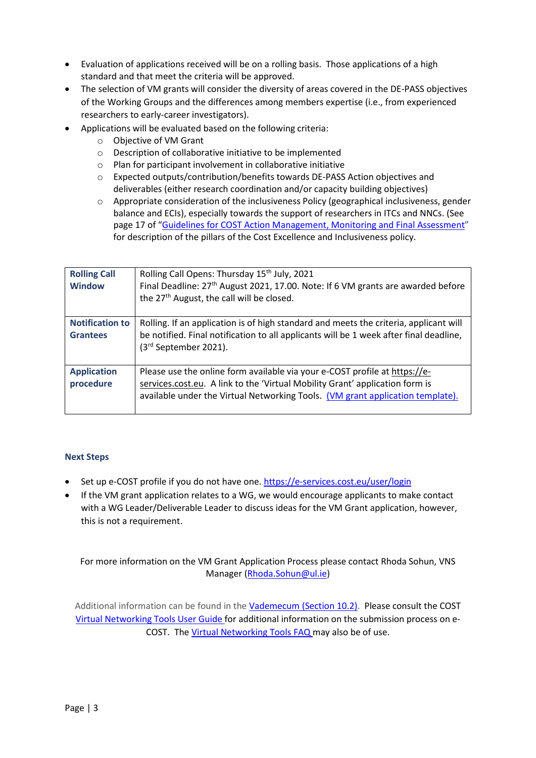- Evaluation of applications received will be on a rolling basis. Those applications of a high standard and that meet the criteria will be approved.
- The selection of VM grants will consider the diversity of areas covered in the DE-PASS objectives of the Working Groups and the differences among members expertise (i.e., from experienced researchers to early-career investigators).
- Applications will be evaluated based on the following criteria:
    - Objective of VM Grant
    - Description of collaborative initiative to be implemented
    - Plan for participant involvement in collaborative initiative
    - Expected outputs/contribution/benefits towards DE-PASS Action objectives and deliverables (either research coordination and/or capacity building objectives)
    - Appropriate consideration of the inclusiveness Policy (geographical inclusiveness, gender balance and ECIs), especially towards the support of researchers in ITCs and NNCs. (See page 17 of "Guidelines for COST Action Management, Monitoring and Final Assessment" for description of the pillars of the Cost Excellence and Inclusiveness policy.

| | |
|---|---|
| **Rolling Call Window** | Rolling Call Opens: Thursday 15th July, 2021<br>Final Deadline: 27th August 2021, 17.00. Note: If 6 VM grants are awarded before the 27th August, the call will be closed. |
| **Notification to Grantees** | Rolling. If an application is of high standard and meets the criteria, applicant will be notified. Final notification to all applicants will be 1 week after final deadline, (3rd September 2021). |
| **Application procedure** | Please use the online form available via your e-COST profile at https://e-services.cost.eu. A link to the 'Virtual Mobility Grant' application form is available under the Virtual Networking Tools. (VM grant application template). |

**Next Steps**

- Set up e-COST profile if you do not have one. https://e-services.cost.eu/user/login
- If the VM grant application relates to a WG, we would encourage applicants to make contact with a WG Leader/Deliverable Leader to discuss ideas for the VM Grant application, however, this is not a requirement.

For more information on the VM Grant Application Process please contact Rhoda Sohun, VNS Manager (Rhoda.Sohun@ul.ie)

Additional information can be found in the Vademecum (Section 10.2). Please consult the COST Virtual Networking Tools User Guide for additional information on the submission process on e-COST. The Virtual Networking Tools FAQ may also be of use.